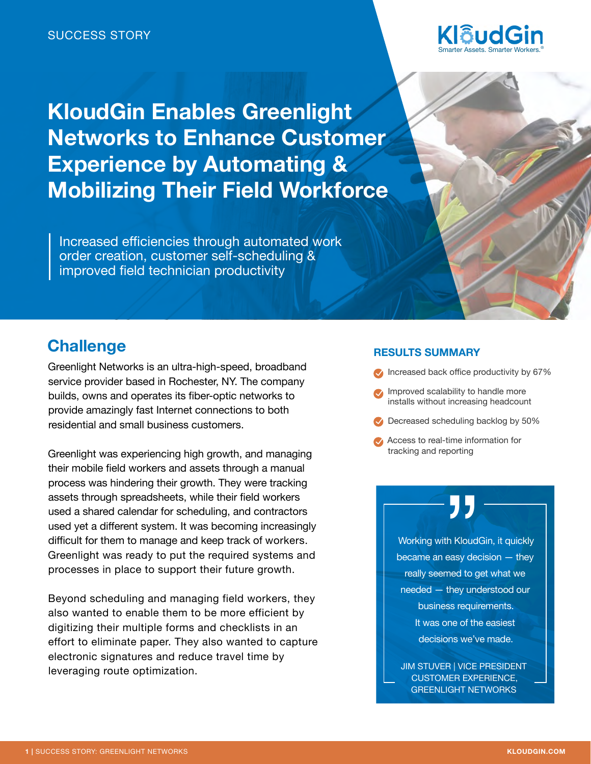SUCCESS STORY

KloudGin
Smarter Assets. Smarter Workers.®

# KloudGin Enables Greenlight Networks to Enhance Customer Experience by Automating & Mobilizing Their Field Workforce

> Increased efficiencies through automated work order creation, customer self-scheduling & improved field technician productivity

## Challenge

Greenlight Networks is an ultra-high-speed, broadband service provider based in Rochester, NY. The company builds, owns and operates its fiber-optic networks to provide amazingly fast Internet connections to both residential and small business customers.

Greenlight was experiencing high growth, and managing their mobile field workers and assets through a manual process was hindering their growth. They were tracking assets through spreadsheets, while their field workers used a shared calendar for scheduling, and contractors used yet a different system. It was becoming increasingly difficult for them to manage and keep track of workers. Greenlight was ready to put the required systems and processes in place to support their future growth.

Beyond scheduling and managing field workers, they also wanted to enable them to be more efficient by digitizing their multiple forms and checklists in an effort to eliminate paper. They also wanted to capture electronic signatures and reduce travel time by leveraging route optimization.

### RESULTS SUMMARY

- Increased back office productivity by 67%
- Improved scalability to handle more installs without increasing headcount
- Decreased scheduling backlog by 50%
- Access to real-time information for tracking and reporting

> "Working with KloudGin, it quickly became an easy decision — they really seemed to get what we needed — they understood our business requirements. It was one of the easiest decisions we've made."
>
> JIM STUVER | VICE PRESIDENT CUSTOMER EXPERIENCE, GREENLIGHT NETWORKS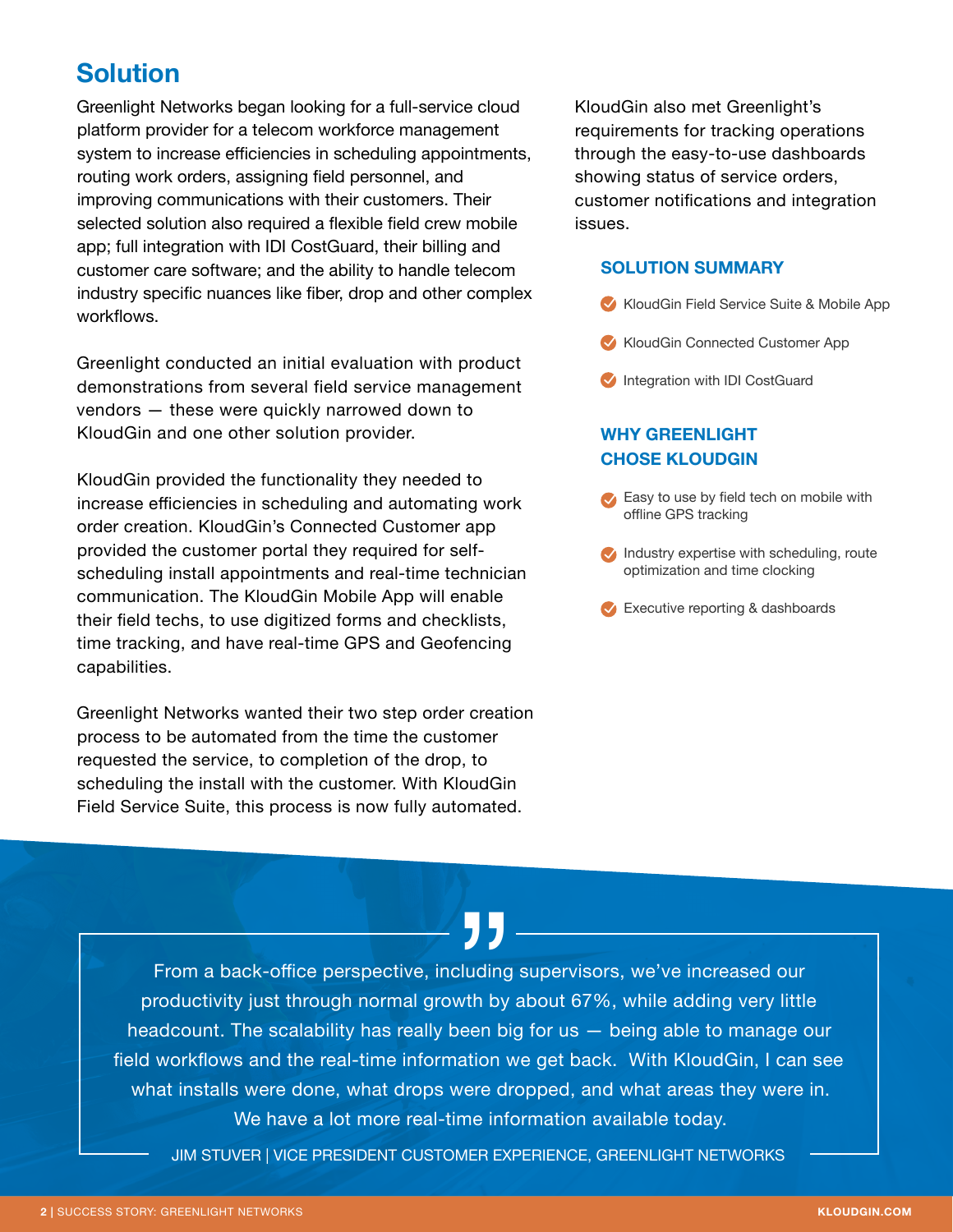## Solution

Greenlight Networks began looking for a full-service cloud platform provider for a telecom workforce management system to increase efficiencies in scheduling appointments, routing work orders, assigning field personnel, and improving communications with their customers. Their selected solution also required a flexible field crew mobile app; full integration with IDI CostGuard, their billing and customer care software; and the ability to handle telecom industry specific nuances like fiber, drop and other complex workflows.

Greenlight conducted an initial evaluation with product demonstrations from several field service management vendors — these were quickly narrowed down to KloudGin and one other solution provider.

KloudGin provided the functionality they needed to increase efficiencies in scheduling and automating work order creation. KloudGin's Connected Customer app provided the customer portal they required for self-scheduling install appointments and real-time technician communication. The KloudGin Mobile App will enable their field techs, to use digitized forms and checklists, time tracking, and have real-time GPS and Geofencing capabilities.

Greenlight Networks wanted their two step order creation process to be automated from the time the customer requested the service, to completion of the drop, to scheduling the install with the customer. With KloudGin Field Service Suite, this process is now fully automated.

KloudGin also met Greenlight's requirements for tracking operations through the easy-to-use dashboards showing status of service orders, customer notifications and integration issues.

### SOLUTION SUMMARY

- KloudGin Field Service Suite & Mobile App
- KloudGin Connected Customer App
- Integration with IDI CostGuard

### WHY GREENLIGHT CHOSE KLOUDGIN

- Easy to use by field tech on mobile with offline GPS tracking
- Industry expertise with scheduling, route optimization and time clocking
- Executive reporting & dashboards

> From a back-office perspective, including supervisors, we've increased our productivity just through normal growth by about 67%, while adding very little headcount. The scalability has really been big for us — being able to manage our field workflows and the real-time information we get back. With KloudGin, I can see what installs were done, what drops were dropped, and what areas they were in. We have a lot more real-time information available today.
>
> JIM STUVER | VICE PRESIDENT CUSTOMER EXPERIENCE, GREENLIGHT NETWORKS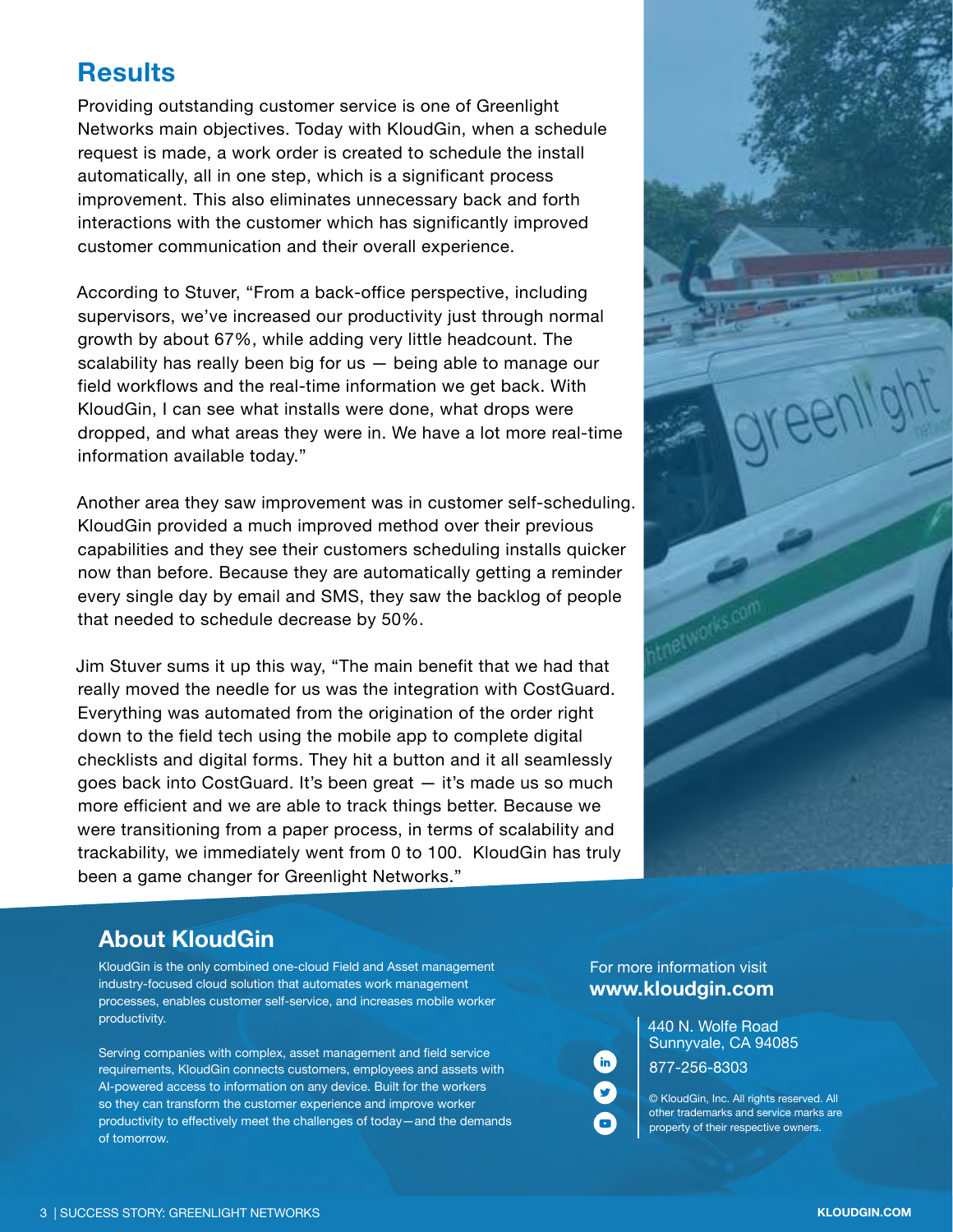## Results

Providing outstanding customer service is one of Greenlight Networks main objectives. Today with KloudGin, when a schedule request is made, a work order is created to schedule the install automatically, all in one step, which is a significant process improvement. This also eliminates unnecessary back and forth interactions with the customer which has significantly improved customer communication and their overall experience.

According to Stuver, "From a back-office perspective, including supervisors, we've increased our productivity just through normal growth by about 67%, while adding very little headcount. The scalability has really been big for us — being able to manage our field workflows and the real-time information we get back. With KloudGin, I can see what installs were done, what drops were dropped, and what areas they were in. We have a lot more real-time information available today."

Another area they saw improvement was in customer self-scheduling. KloudGin provided a much improved method over their previous capabilities and they see their customers scheduling installs quicker now than before. Because they are automatically getting a reminder every single day by email and SMS, they saw the backlog of people that needed to schedule decrease by 50%.

Jim Stuver sums it up this way, "The main benefit that we had that really moved the needle for us was the integration with CostGuard. Everything was automated from the origination of the order right down to the field tech using the mobile app to complete digital checklists and digital forms. They hit a button and it all seamlessly goes back into CostGuard. It's been great — it's made us so much more efficient and we are able to track things better. Because we were transitioning from a paper process, in terms of scalability and trackability, we immediately went from 0 to 100. KloudGin has truly been a game changer for Greenlight Networks."

## About KloudGin

KloudGin is the only combined one-cloud Field and Asset management industry-focused cloud solution that automates work management processes, enables customer self-service, and increases mobile worker productivity.

Serving companies with complex, asset management and field service requirements, KloudGin connects customers, employees and assets with AI-powered access to information on any device. Built for the workers so they can transform the customer experience and improve worker productivity to effectively meet the challenges of today—and the demands of tomorrow.

For more information visit
**www.kloudgin.com**

440 N. Wolfe Road
Sunnyvale, CA 94085

877-256-8303

© KloudGin, Inc. All rights reserved. All other trademarks and service marks are property of their respective owners.